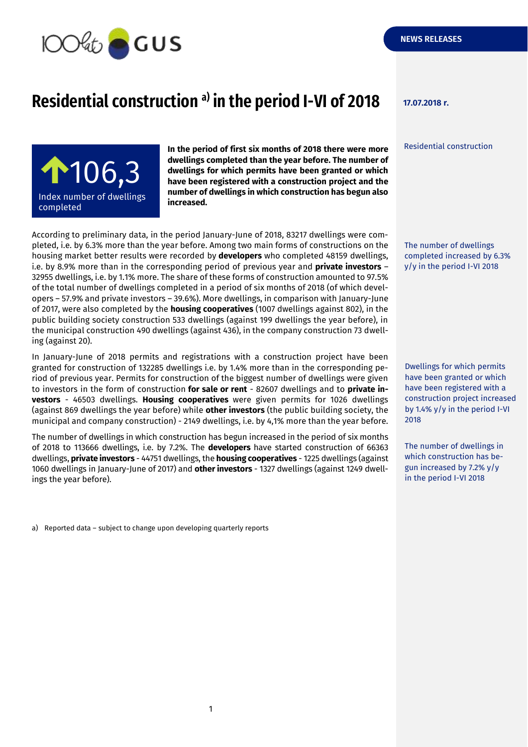NEWS RELEASES

# Residential construction [a] in the period I-VI of 2018

**17.07.2018 r.**

Residential construction

**106,3**
Index number of dwellings completed

**In the period of first six months of 2018 there were more dwellings completed than the year before. The number of dwellings for which permits have been granted or which have been registered with a construction project and the number of dwellings in which construction has begun also increased.**

According to preliminary data, in the period January-June of 2018, 83217 dwellings were completed, i.e. by 6.3% more than the year before. Among two main forms of constructions on the housing market better results were recorded by **developers** who completed 48159 dwellings, i.e. by 8.9% more than in the corresponding period of previous year and **private investors** – 32955 dwellings, i.e. by 1.1% more. The share of these forms of construction amounted to 97.5% of the total number of dwellings completed in a period of six months of 2018 (of which developers – 57.9% and private investors – 39.6%). More dwellings, in comparison with January-June of 2017, were also completed by the **housing cooperatives** (1007 dwellings against 802), in the public building society construction 533 dwellings (against 199 dwellings the year before), in the municipal construction 490 dwellings (against 436), in the company construction 73 dwelling (against 20).

The number of dwellings completed increased by 6.3% y/y in the period I-VI 2018

In January-June of 2018 permits and registrations with a construction project have been granted for construction of 132285 dwellings i.e. by 1.4% more than in the corresponding period of previous year. Permits for construction of the biggest number of dwellings were given to investors in the form of construction **for sale or rent** - 82607 dwellings and to **private investors** - 46503 dwellings. **Housing cooperatives** were given permits for 1026 dwellings (against 869 dwellings the year before) while **other investors** (the public building society, the municipal and company construction) - 2149 dwellings, i.e. by 4,1% more than the year before.

Dwellings for which permits have been granted or which have been registered with a construction project increased by 1.4% y/y in the period I-VI 2018

The number of dwellings in which construction has begun increased in the period of six months of 2018 to 113666 dwellings, i.e. by 7.2%. The **developers** have started construction of 66363 dwellings, **private investors** - 44751 dwellings, the **housing cooperatives** - 1225 dwellings (against 1060 dwellings in January-June of 2017) and **other investors** - 1327 dwellings (against 1249 dwellings the year before).

The number of dwellings in which construction has begun increased by 7.2% y/y in the period I-VI 2018

a) Reported data – subject to change upon developing quarterly reports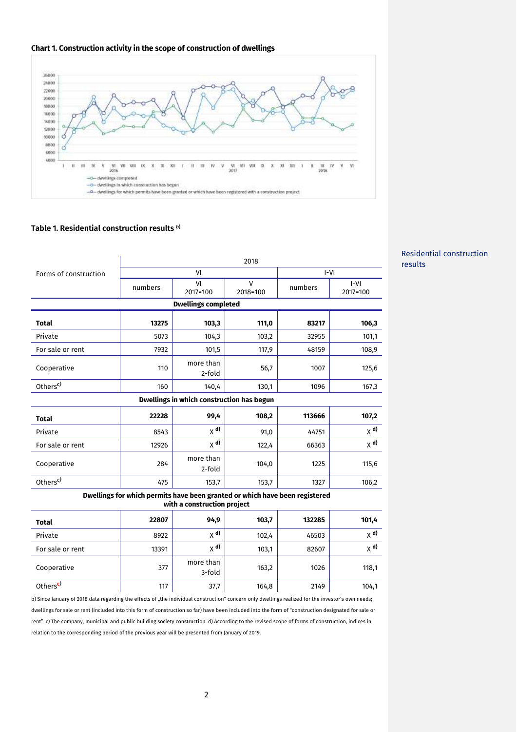## Chart 1. Construction activity in the scope of construction of dwellings

## Table 1. Residential construction results [b)]

Residential construction results

| Forms of construction | 2018 | | | | |
|---|---|---|---|---|---|
| | VI | | | I-VI | |
| | numbers | VI 2017=100 | V 2018=100 | numbers | I-VI 2017=100 |
| **Dwellings completed** | | | | | |
| **Total** | **13275** | **103,3** | **111,0** | **83217** | **106,3** |
| Private | 5073 | 104,3 | 103,2 | 32955 | 101,1 |
| For sale or rent | 7932 | 101,5 | 117,9 | 48159 | 108,9 |
| Cooperative | 110 | more than 2-fold | 56,7 | 1007 | 125,6 |
| Others[c)] | 160 | 140,4 | 130,1 | 1096 | 167,3 |
| **Dwellings in which construction has begun** | | | | | |
| **Total** | **22228** | **99,4** | **108,2** | **113666** | **107,2** |
| Private | 8543 | x [d)] | 91,0 | 44751 | x [d)] |
| For sale or rent | 12926 | x [d)] | 122,4 | 66363 | x [d)] |
| Cooperative | 284 | more than 2-fold | 104,0 | 1225 | 115,6 |
| Others[c)] | 475 | 153,7 | 153,7 | 1327 | 106,2 |
| **Dwellings for which permits have been granted or which have been registered with a construction project** | | | | | |
| **Total** | **22807** | **94,9** | **103,7** | **132285** | **101,4** |
| Private | 8922 | x [d)] | 102,4 | 46503 | x [d)] |
| For sale or rent | 13391 | x [d)] | 103,1 | 82607 | x [d)] |
| Cooperative | 377 | more than 3-fold | 163,2 | 1026 | 118,1 |
| Others[c)] | 117 | 37,7 | 164,8 | 2149 | 104,1 |

b) Since January of 2018 data regarding the effects of „the individual construction" concern only dwellings realized for the investor's own needs; dwellings for sale or rent (included into this form of construction so far) have been included into the form of "construction designated for sale or rent" .c) The company, municipal and public building society construction. d) According to the revised scope of forms of construction, indices in relation to the corresponding period of the previous year will be presented from January of 2019.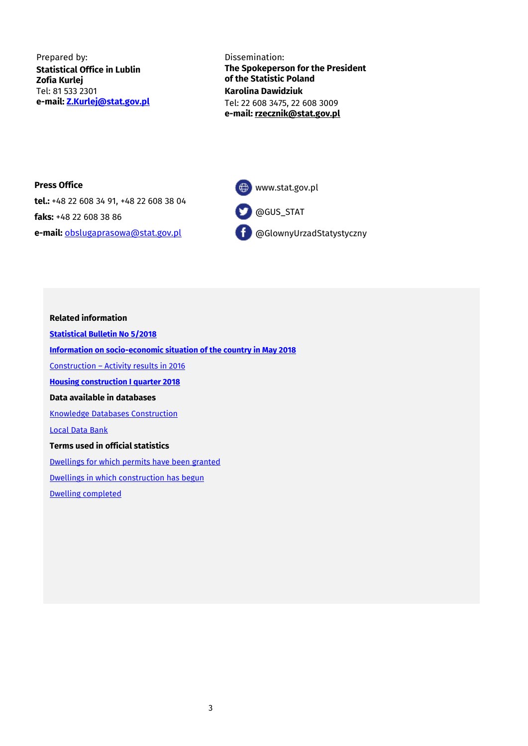Prepared by:
**Statistical Office in Lublin**
**Zofia Kurlej**
Tel: 81 533 2301
**e-mail:** **Z.Kurlej@stat.gov.pl**

Dissemination:
**The Spokeperson for the President of the Statistic Poland**
**Karolina Dawidziuk**
Tel: 22 608 3475, 22 608 3009
**e-mail:** **rzecznik@stat.gov.pl**

**Press Office**
**tel.:** +48 22 608 34 91, +48 22 608 38 04
**faks:** +48 22 608 38 86
**e-mail:** obslugaprasowa@stat.gov.pl

www.stat.gov.pl
@GUS_STAT
@GlownyUrzadStatystyczny

**Related information**

**Statistical Bulletin No 5/2018**

**Information on socio-economic situation of the country in May 2018**

Construction – Activity results in 2016

**Housing construction I quarter 2018**

**Data available in databases**

Knowledge Databases Construction

Local Data Bank

**Terms used in official statistics**

Dwellings for which permits have been granted

Dwellings in which construction has begun

Dwelling completed